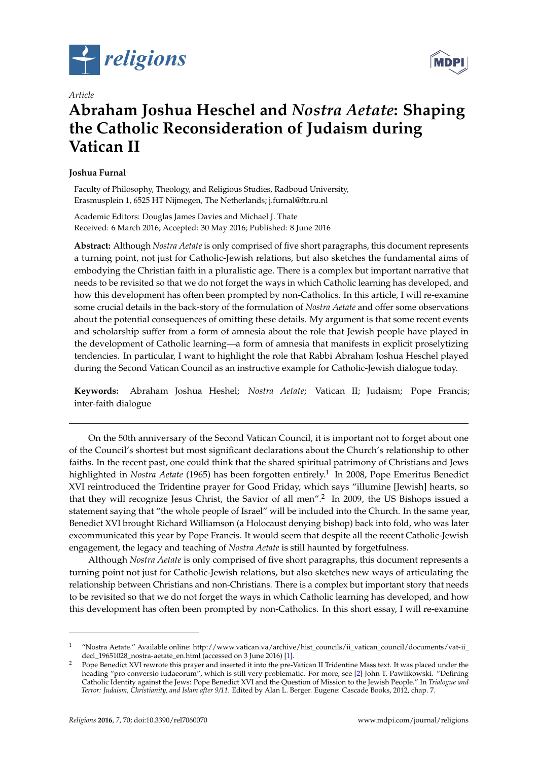*Article*

# Abraham Joshua Heschel and *Nostra Aetate*: Shaping the Catholic Reconsideration of Judaism during Vatican II

**Joshua Furnal**

Faculty of Philosophy, Theology, and Religious Studies, Radboud University, Erasmusplein 1, 6525 HT Nijmegen, The Netherlands; j.furnal@ftr.ru.nl

Academic Editors: Douglas James Davies and Michael J. Thate
Received: 6 March 2016; Accepted: 30 May 2016; Published: 8 June 2016

**Abstract:** Although *Nostra Aetate* is only comprised of five short paragraphs, this document represents a turning point, not just for Catholic-Jewish relations, but also sketches the fundamental aims of embodying the Christian faith in a pluralistic age. There is a complex but important narrative that needs to be revisited so that we do not forget the ways in which Catholic learning has developed, and how this development has often been prompted by non-Catholics. In this article, I will re-examine some crucial details in the back-story of the formulation of *Nostra Aetate* and offer some observations about the potential consequences of omitting these details. My argument is that some recent events and scholarship suffer from a form of amnesia about the role that Jewish people have played in the development of Catholic learning—a form of amnesia that manifests in explicit proselytizing tendencies. In particular, I want to highlight the role that Rabbi Abraham Joshua Heschel played during the Second Vatican Council as an instructive example for Catholic-Jewish dialogue today.

**Keywords:** Abraham Joshua Heshel; *Nostra Aetate*; Vatican II; Judaism; Pope Francis; inter-faith dialogue

---

On the 50th anniversary of the Second Vatican Council, it is important not to forget about one of the Council's shortest but most significant declarations about the Church's relationship to other faiths. In the recent past, one could think that the shared spiritual patrimony of Christians and Jews highlighted in *Nostra Aetate* (1965) has been forgotten entirely.[1] In 2008, Pope Emeritus Benedict XVI reintroduced the Tridentine prayer for Good Friday, which says "illumine [Jewish] hearts, so that they will recognize Jesus Christ, the Savior of all men".[2] In 2009, the US Bishops issued a statement saying that "the whole people of Israel" will be included into the Church. In the same year, Benedict XVI brought Richard Williamson (a Holocaust denying bishop) back into fold, who was later excommunicated this year by Pope Francis. It would seem that despite all the recent Catholic-Jewish engagement, the legacy and teaching of *Nostra Aetate* is still haunted by forgetfulness.

Although *Nostra Aetate* is only comprised of five short paragraphs, this document represents a turning point not just for Catholic-Jewish relations, but also sketches new ways of articulating the relationship between Christians and non-Christians. There is a complex but important story that needs to be revisited so that we do not forget the ways in which Catholic learning has developed, and how this development has often been prompted by non-Catholics. In this short essay, I will re-examine

---

[1] "Nostra Aetate." Available online: http://www.vatican.va/archive/hist_councils/ii_vatican_council/documents/vat-ii_decl_19651028_nostra-aetate_en.html (accessed on 3 June 2016) [1].

[2] Pope Benedict XVI rewrote this prayer and inserted it into the pre-Vatican II Tridentine Mass text. It was placed under the heading "pro conversio iudaeorum", which is still very problematic. For more, see [2] John T. Pawlikowski. "Defining Catholic Identity against the Jews: Pope Benedict XVI and the Question of Mission to the Jewish People." In *Trialogue and Terror: Judaism, Christianity, and Islam after 9/11*. Edited by Alan L. Berger. Eugene: Cascade Books, 2012, chap. 7.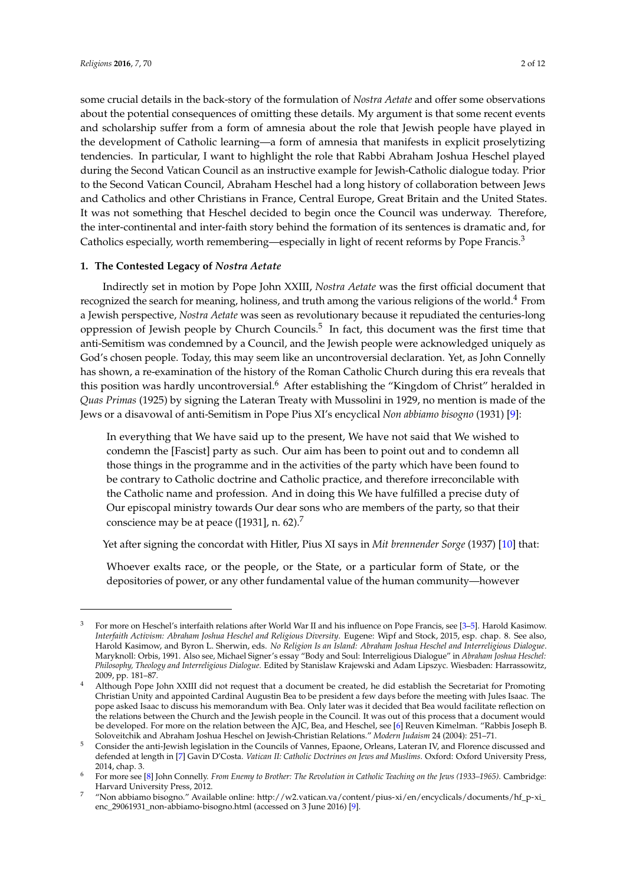some crucial details in the back-story of the formulation of *Nostra Aetate* and offer some observations about the potential consequences of omitting these details. My argument is that some recent events and scholarship suffer from a form of amnesia about the role that Jewish people have played in the development of Catholic learning—a form of amnesia that manifests in explicit proselytizing tendencies. In particular, I want to highlight the role that Rabbi Abraham Joshua Heschel played during the Second Vatican Council as an instructive example for Jewish-Catholic dialogue today. Prior to the Second Vatican Council, Abraham Heschel had a long history of collaboration between Jews and Catholics and other Christians in France, Central Europe, Great Britain and the United States. It was not something that Heschel decided to begin once the Council was underway. Therefore, the inter-continental and inter-faith story behind the formation of its sentences is dramatic and, for Catholics especially, worth remembering—especially in light of recent reforms by Pope Francis.[3]

## 1. The Contested Legacy of *Nostra Aetate*

Indirectly set in motion by Pope John XXIII, *Nostra Aetate* was the first official document that recognized the search for meaning, holiness, and truth among the various religions of the world.[4] From a Jewish perspective, *Nostra Aetate* was seen as revolutionary because it repudiated the centuries-long oppression of Jewish people by Church Councils.[5] In fact, this document was the first time that anti-Semitism was condemned by a Council, and the Jewish people were acknowledged uniquely as God's chosen people. Today, this may seem like an uncontroversial declaration. Yet, as John Connelly has shown, a re-examination of the history of the Roman Catholic Church during this era reveals that this position was hardly uncontroversial.[6] After establishing the "Kingdom of Christ" heralded in *Quas Primas* (1925) by signing the Lateran Treaty with Mussolini in 1929, no mention is made of the Jews or a disavowal of anti-Semitism in Pope Pius XI's encyclical *Non abbiamo bisogno* (1931) [9]:

> In everything that We have said up to the present, We have not said that We wished to condemn the [Fascist] party as such. Our aim has been to point out and to condemn all those things in the programme and in the activities of the party which have been found to be contrary to Catholic doctrine and Catholic practice, and therefore irreconcilable with the Catholic name and profession. And in doing this We have fulfilled a precise duty of Our episcopal ministry towards Our dear sons who are members of the party, so that their conscience may be at peace ([1931], n. 62).[7]

Yet after signing the concordat with Hitler, Pius XI says in *Mit brennender Sorge* (1937) [10] that:

> Whoever exalts race, or the people, or the State, or a particular form of State, or the depositories of power, or any other fundamental value of the human community—however

---

[3] For more on Heschel's interfaith relations after World War II and his influence on Pope Francis, see [3–5]. Harold Kasimow. *Interfaith Activism: Abraham Joshua Heschel and Religious Diversity*. Eugene: Wipf and Stock, 2015, esp. chap. 8. See also, Harold Kasimow, and Byron L. Sherwin, eds. *No Religion Is an Island: Abraham Joshua Heschel and Interreligious Dialogue*. Maryknoll: Orbis, 1991. Also see, Michael Signer's essay "Body and Soul: Interreligious Dialogue" in *Abraham Joshua Heschel: Philosophy, Theology and Interreligious Dialogue*. Edited by Stanislaw Krajewski and Adam Lipszyc. Wiesbaden: Harrassowitz, 2009, pp. 181–87.

[4] Although Pope John XXIII did not request that a document be created, he did establish the Secretariat for Promoting Christian Unity and appointed Cardinal Augustin Bea to be president a few days before the meeting with Jules Isaac. The pope asked Isaac to discuss his memorandum with Bea. Only later was it decided that Bea would facilitate reflection on the relations between the Church and the Jewish people in the Council. It was out of this process that a document would be developed. For more on the relation between the AJC, Bea, and Heschel, see [6] Reuven Kimelman. "Rabbis Joseph B. Soloveitchik and Abraham Joshua Heschel on Jewish-Christian Relations." *Modern Judaism* 24 (2004): 251–71.

[5] Consider the anti-Jewish legislation in the Councils of Vannes, Epaone, Orleans, Lateran IV, and Florence discussed and defended at length in [7] Gavin D'Costa. *Vatican II: Catholic Doctrines on Jews and Muslims*. Oxford: Oxford University Press, 2014, chap. 3.

[6] For more see [8] John Connelly. *From Enemy to Brother: The Revolution in Catholic Teaching on the Jews (1933–1965)*. Cambridge: Harvard University Press, 2012.

[7] "Non abbiamo bisogno." Available online: http://w2.vatican.va/content/pius-xi/en/encyclicals/documents/hf_p-xi_enc_29061931_non-abbiamo-bisogno.html (accessed on 3 June 2016) [9].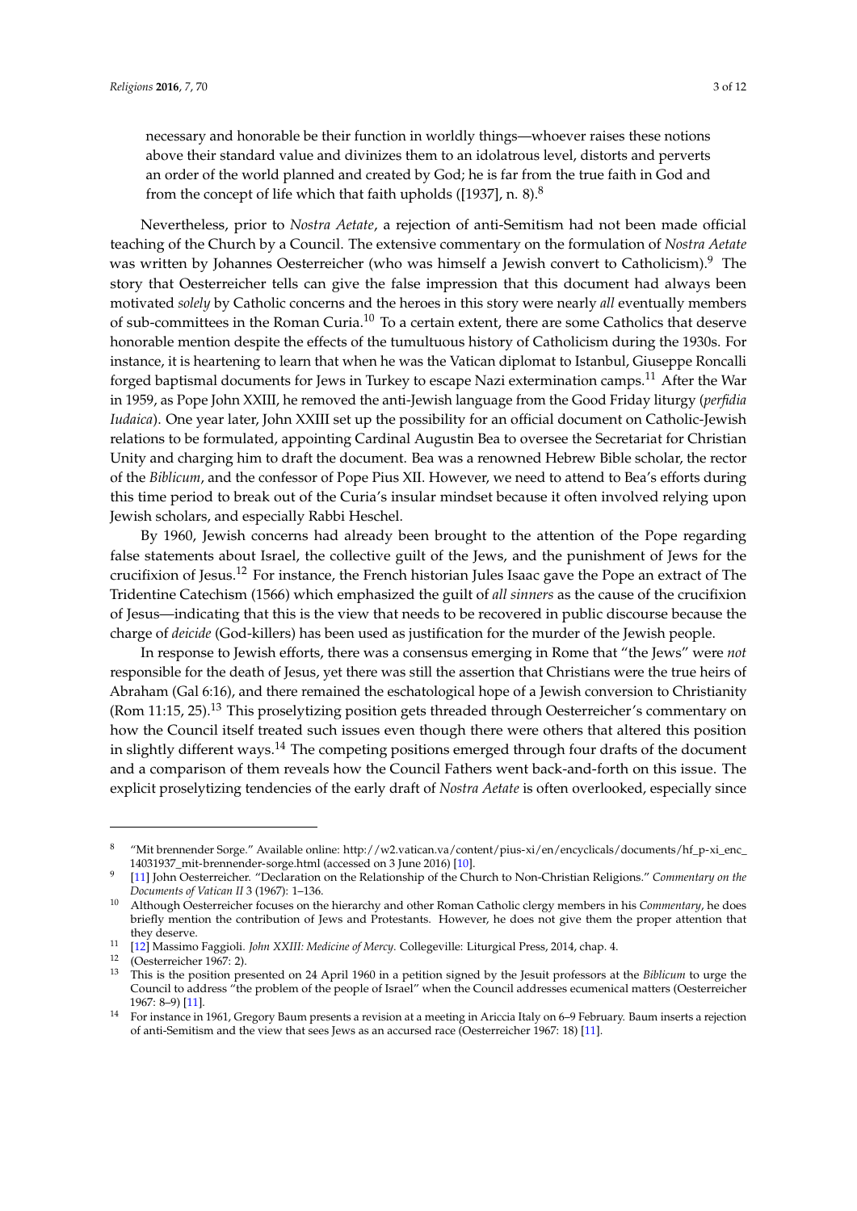necessary and honorable be their function in worldly things—whoever raises these notions above their standard value and divinizes them to an idolatrous level, distorts and perverts an order of the world planned and created by God; he is far from the true faith in God and from the concept of life which that faith upholds ([1937], n. 8).[8]

Nevertheless, prior to *Nostra Aetate*, a rejection of anti-Semitism had not been made official teaching of the Church by a Council. The extensive commentary on the formulation of *Nostra Aetate* was written by Johannes Oesterreicher (who was himself a Jewish convert to Catholicism).[9] The story that Oesterreicher tells can give the false impression that this document had always been motivated *solely* by Catholic concerns and the heroes in this story were nearly *all* eventually members of sub-committees in the Roman Curia.[10] To a certain extent, there are some Catholics that deserve honorable mention despite the effects of the tumultuous history of Catholicism during the 1930s. For instance, it is heartening to learn that when he was the Vatican diplomat to Istanbul, Giuseppe Roncalli forged baptismal documents for Jews in Turkey to escape Nazi extermination camps.[11] After the War in 1959, as Pope John XXIII, he removed the anti-Jewish language from the Good Friday liturgy (*perfidia Iudaica*). One year later, John XXIII set up the possibility for an official document on Catholic-Jewish relations to be formulated, appointing Cardinal Augustin Bea to oversee the Secretariat for Christian Unity and charging him to draft the document. Bea was a renowned Hebrew Bible scholar, the rector of the *Biblicum*, and the confessor of Pope Pius XII. However, we need to attend to Bea's efforts during this time period to break out of the Curia's insular mindset because it often involved relying upon Jewish scholars, and especially Rabbi Heschel.

By 1960, Jewish concerns had already been brought to the attention of the Pope regarding false statements about Israel, the collective guilt of the Jews, and the punishment of Jews for the crucifixion of Jesus.[12] For instance, the French historian Jules Isaac gave the Pope an extract of The Tridentine Catechism (1566) which emphasized the guilt of *all sinners* as the cause of the crucifixion of Jesus—indicating that this is the view that needs to be recovered in public discourse because the charge of *deicide* (God-killers) has been used as justification for the murder of the Jewish people.

In response to Jewish efforts, there was a consensus emerging in Rome that "the Jews" were *not* responsible for the death of Jesus, yet there was still the assertion that Christians were the true heirs of Abraham (Gal 6:16), and there remained the eschatological hope of a Jewish conversion to Christianity (Rom 11:15, 25).[13] This proselytizing position gets threaded through Oesterreicher's commentary on how the Council itself treated such issues even though there were others that altered this position in slightly different ways.[14] The competing positions emerged through four drafts of the document and a comparison of them reveals how the Council Fathers went back-and-forth on this issue. The explicit proselytizing tendencies of the early draft of *Nostra Aetate* is often overlooked, especially since

---

8 "Mit brennender Sorge." Available online: http://w2.vatican.va/content/pius-xi/en/encyclicals/documents/hf_p-xi_enc_14031937_mit-brennender-sorge.html (accessed on 3 June 2016) [10].

9 [11] John Oesterreicher. "Declaration on the Relationship of the Church to Non-Christian Religions." *Commentary on the Documents of Vatican II* 3 (1967): 1–136.

10 Although Oesterreicher focuses on the hierarchy and other Roman Catholic clergy members in his *Commentary*, he does briefly mention the contribution of Jews and Protestants. However, he does not give them the proper attention that they deserve.

11 [12] Massimo Faggioli. *John XXIII: Medicine of Mercy*. Collegeville: Liturgical Press, 2014, chap. 4.

12 (Oesterreicher 1967: 2).

13 This is the position presented on 24 April 1960 in a petition signed by the Jesuit professors at the *Biblicum* to urge the Council to address "the problem of the people of Israel" when the Council addresses ecumenical matters (Oesterreicher 1967: 8–9) [11].

14 For instance in 1961, Gregory Baum presents a revision at a meeting in Ariccia Italy on 6–9 February. Baum inserts a rejection of anti-Semitism and the view that sees Jews as an accursed race (Oesterreicher 1967: 18) [11].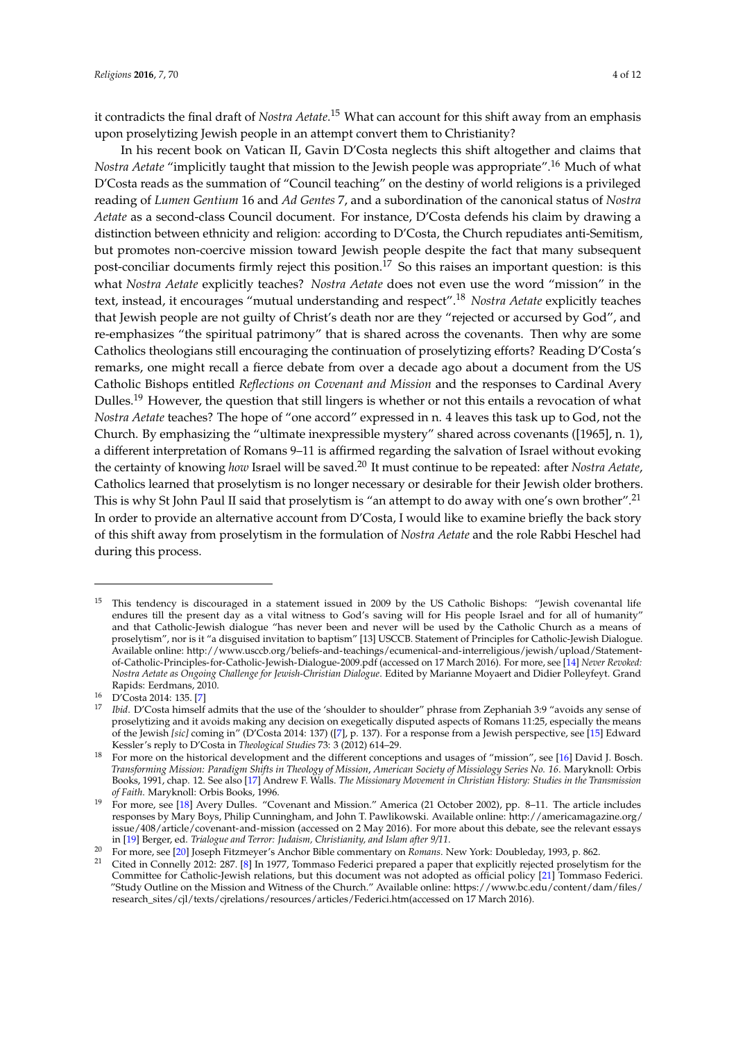it contradicts the final draft of *Nostra Aetate*.[15] What can account for this shift away from an emphasis upon proselytizing Jewish people in an attempt convert them to Christianity?

In his recent book on Vatican II, Gavin D'Costa neglects this shift altogether and claims that *Nostra Aetate* "implicitly taught that mission to the Jewish people was appropriate".[16] Much of what D'Costa reads as the summation of "Council teaching" on the destiny of world religions is a privileged reading of *Lumen Gentium* 16 and *Ad Gentes* 7, and a subordination of the canonical status of *Nostra Aetate* as a second-class Council document. For instance, D'Costa defends his claim by drawing a distinction between ethnicity and religion: according to D'Costa, the Church repudiates anti-Semitism, but promotes non-coercive mission toward Jewish people despite the fact that many subsequent post-conciliar documents firmly reject this position.[17] So this raises an important question: is this what *Nostra Aetate* explicitly teaches? *Nostra Aetate* does not even use the word "mission" in the text, instead, it encourages "mutual understanding and respect".[18] *Nostra Aetate* explicitly teaches that Jewish people are not guilty of Christ's death nor are they "rejected or accursed by God", and re-emphasizes "the spiritual patrimony" that is shared across the covenants. Then why are some Catholics theologians still encouraging the continuation of proselytizing efforts? Reading D'Costa's remarks, one might recall a fierce debate from over a decade ago about a document from the US Catholic Bishops entitled *Reflections on Covenant and Mission* and the responses to Cardinal Avery Dulles.[19] However, the question that still lingers is whether or not this entails a revocation of what *Nostra Aetate* teaches? The hope of "one accord" expressed in n. 4 leaves this task up to God, not the Church. By emphasizing the "ultimate inexpressible mystery" shared across covenants ([1965], n. 1), a different interpretation of Romans 9–11 is affirmed regarding the salvation of Israel without evoking the certainty of knowing *how* Israel will be saved.[20] It must continue to be repeated: after *Nostra Aetate*, Catholics learned that proselytism is no longer necessary or desirable for their Jewish older brothers. This is why St John Paul II said that proselytism is "an attempt to do away with one's own brother".[21] In order to provide an alternative account from D'Costa, I would like to examine briefly the back story of this shift away from proselytism in the formulation of *Nostra Aetate* and the role Rabbi Heschel had during this process.

---

[15] This tendency is discouraged in a statement issued in 2009 by the US Catholic Bishops: "Jewish covenantal life endures till the present day as a vital witness to God's saving will for His people Israel and for all of humanity" and that Catholic-Jewish dialogue "has never been and never will be used by the Catholic Church as a means of proselytism", nor is it "a disguised invitation to baptism" [13] USCCB. Statement of Principles for Catholic-Jewish Dialogue. Available online: http://www.usccb.org/beliefs-and-teachings/ecumenical-and-interreligious/jewish/upload/Statement-of-Catholic-Principles-for-Catholic-Jewish-Dialogue-2009.pdf (accessed on 17 March 2016). For more, see [14] *Never Revoked: Nostra Aetate as Ongoing Challenge for Jewish-Christian Dialogue*. Edited by Marianne Moyaert and Didier Polleyfeyt. Grand Rapids: Eerdmans, 2010.

[16] D'Costa 2014: 135. [7]

[17] *Ibid*. D'Costa himself admits that the use of the 'shoulder to shoulder" phrase from Zephaniah 3:9 "avoids any sense of proselytizing and it avoids making any decision on exegetically disputed aspects of Romans 11:25, especially the means of the Jewish *[sic]* coming in" (D'Costa 2014: 137) ([7], p. 137). For a response from a Jewish perspective, see [15] Edward Kessler's reply to D'Costa in *Theological Studies* 73: 3 (2012) 614–29.

[18] For more on the historical development and the different conceptions and usages of "mission", see [16] David J. Bosch. *Transforming Mission: Paradigm Shifts in Theology of Mission*, *American Society of Missiology Series No. 16*. Maryknoll: Orbis Books, 1991, chap. 12. See also [17] Andrew F. Walls. *The Missionary Movement in Christian History: Studies in the Transmission of Faith*. Maryknoll: Orbis Books, 1996.

[19] For more, see [18] Avery Dulles. "Covenant and Mission." America (21 October 2002), pp. 8–11. The article includes responses by Mary Boys, Philip Cunningham, and John T. Pawlikowski. Available online: http://americamagazine.org/issue/408/article/covenant-and-mission (accessed on 2 May 2016). For more about this debate, see the relevant essays in [19] Berger, ed. *Trialogue and Terror: Judaism, Christianity, and Islam after 9/11*.

[20] For more, see [20] Joseph Fitzmeyer's Anchor Bible commentary on *Romans*. New York: Doubleday, 1993, p. 862.

[21] Cited in Connelly 2012: 287. [8] In 1977, Tommaso Federici prepared a paper that explicitly rejected proselytism for the Committee for Catholic-Jewish relations, but this document was not adopted as official policy [21] Tommaso Federici. "Study Outline on the Mission and Witness of the Church." Available online: https://www.bc.edu/content/dam/files/research_sites/cjl/texts/cjrelations/resources/articles/Federici.htm(accessed on 17 March 2016).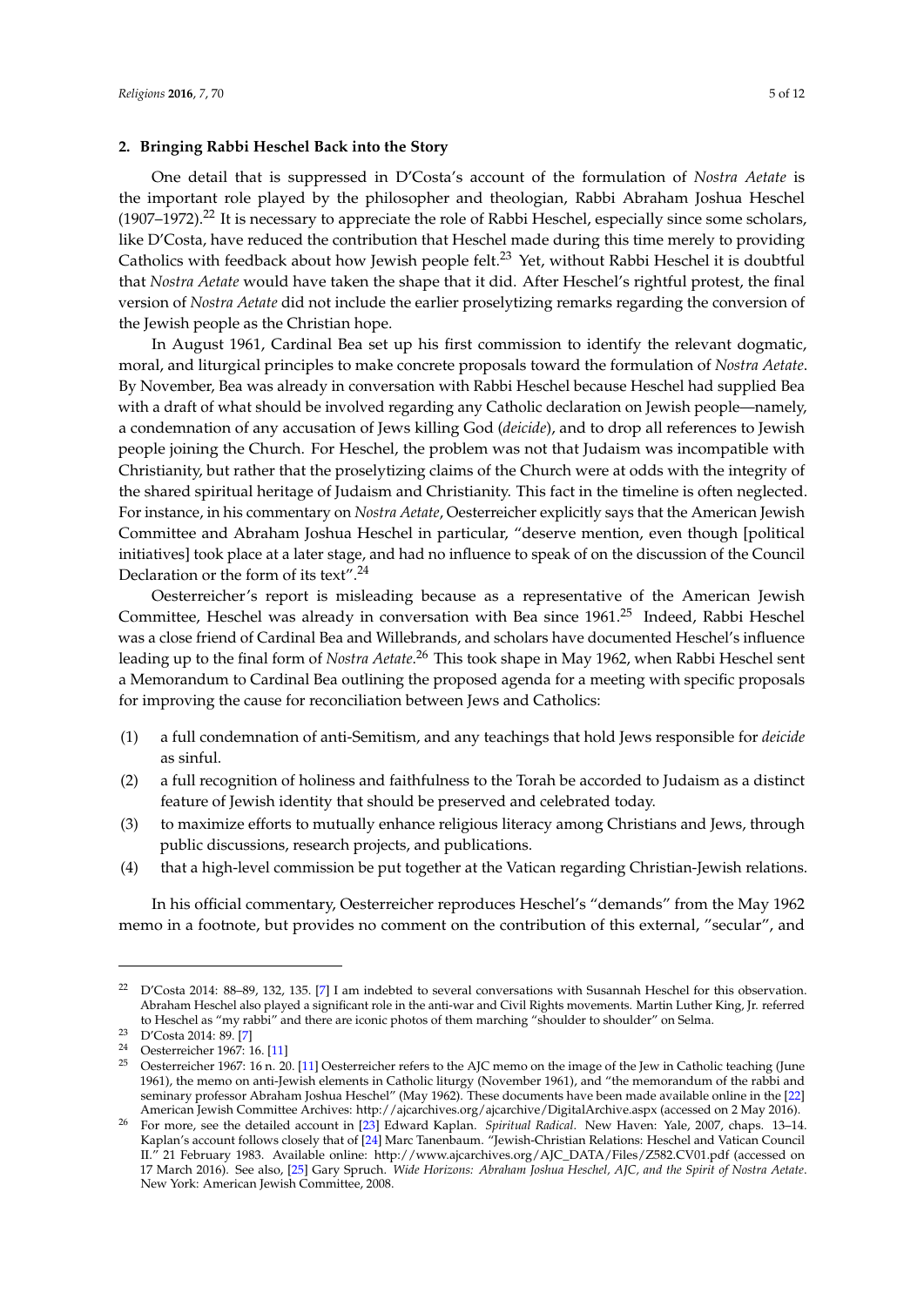## 2. Bringing Rabbi Heschel Back into the Story

One detail that is suppressed in D'Costa's account of the formulation of *Nostra Aetate* is the important role played by the philosopher and theologian, Rabbi Abraham Joshua Heschel (1907–1972).[22] It is necessary to appreciate the role of Rabbi Heschel, especially since some scholars, like D'Costa, have reduced the contribution that Heschel made during this time merely to providing Catholics with feedback about how Jewish people felt.[23] Yet, without Rabbi Heschel it is doubtful that *Nostra Aetate* would have taken the shape that it did. After Heschel's rightful protest, the final version of *Nostra Aetate* did not include the earlier proselytizing remarks regarding the conversion of the Jewish people as the Christian hope.

In August 1961, Cardinal Bea set up his first commission to identify the relevant dogmatic, moral, and liturgical principles to make concrete proposals toward the formulation of *Nostra Aetate*. By November, Bea was already in conversation with Rabbi Heschel because Heschel had supplied Bea with a draft of what should be involved regarding any Catholic declaration on Jewish people—namely, a condemnation of any accusation of Jews killing God (*deicide*), and to drop all references to Jewish people joining the Church. For Heschel, the problem was not that Judaism was incompatible with Christianity, but rather that the proselytizing claims of the Church were at odds with the integrity of the shared spiritual heritage of Judaism and Christianity. This fact in the timeline is often neglected. For instance, in his commentary on *Nostra Aetate*, Oesterreicher explicitly says that the American Jewish Committee and Abraham Joshua Heschel in particular, "deserve mention, even though [political initiatives] took place at a later stage, and had no influence to speak of on the discussion of the Council Declaration or the form of its text".[24]

Oesterreicher's report is misleading because as a representative of the American Jewish Committee, Heschel was already in conversation with Bea since 1961.[25] Indeed, Rabbi Heschel was a close friend of Cardinal Bea and Willebrands, and scholars have documented Heschel's influence leading up to the final form of *Nostra Aetate*.[26] This took shape in May 1962, when Rabbi Heschel sent a Memorandum to Cardinal Bea outlining the proposed agenda for a meeting with specific proposals for improving the cause for reconciliation between Jews and Catholics:

(1) a full condemnation of anti-Semitism, and any teachings that hold Jews responsible for *deicide* as sinful.
(2) a full recognition of holiness and faithfulness to the Torah be accorded to Judaism as a distinct feature of Jewish identity that should be preserved and celebrated today.
(3) to maximize efforts to mutually enhance religious literacy among Christians and Jews, through public discussions, research projects, and publications.
(4) that a high-level commission be put together at the Vatican regarding Christian-Jewish relations.

In his official commentary, Oesterreicher reproduces Heschel's "demands" from the May 1962 memo in a footnote, but provides no comment on the contribution of this external, "secular", and

---

[22] D'Costa 2014: 88–89, 132, 135. [7] I am indebted to several conversations with Susannah Heschel for this observation. Abraham Heschel also played a significant role in the anti-war and Civil Rights movements. Martin Luther King, Jr. referred to Heschel as "my rabbi" and there are iconic photos of them marching "shoulder to shoulder" on Selma.

[23] D'Costa 2014: 89. [7]

[24] Oesterreicher 1967: 16. [11]

[25] Oesterreicher 1967: 16 n. 20. [11] Oesterreicher refers to the AJC memo on the image of the Jew in Catholic teaching (June 1961), the memo on anti-Jewish elements in Catholic liturgy (November 1961), and "the memorandum of the rabbi and seminary professor Abraham Joshua Heschel" (May 1962). These documents have been made available online in the [22] American Jewish Committee Archives: http://ajcarchives.org/ajcarchive/DigitalArchive.aspx (accessed on 2 May 2016).

[26] For more, see the detailed account in [23] Edward Kaplan. *Spiritual Radical*. New Haven: Yale, 2007, chaps. 13–14. Kaplan's account follows closely that of [24] Marc Tanenbaum. "Jewish-Christian Relations: Heschel and Vatican Council II." 21 February 1983. Available online: http://www.ajcarchives.org/AJC_DATA/Files/Z582.CV01.pdf (accessed on 17 March 2016). See also, [25] Gary Spruch. *Wide Horizons: Abraham Joshua Heschel, AJC, and the Spirit of Nostra Aetate*. New York: American Jewish Committee, 2008.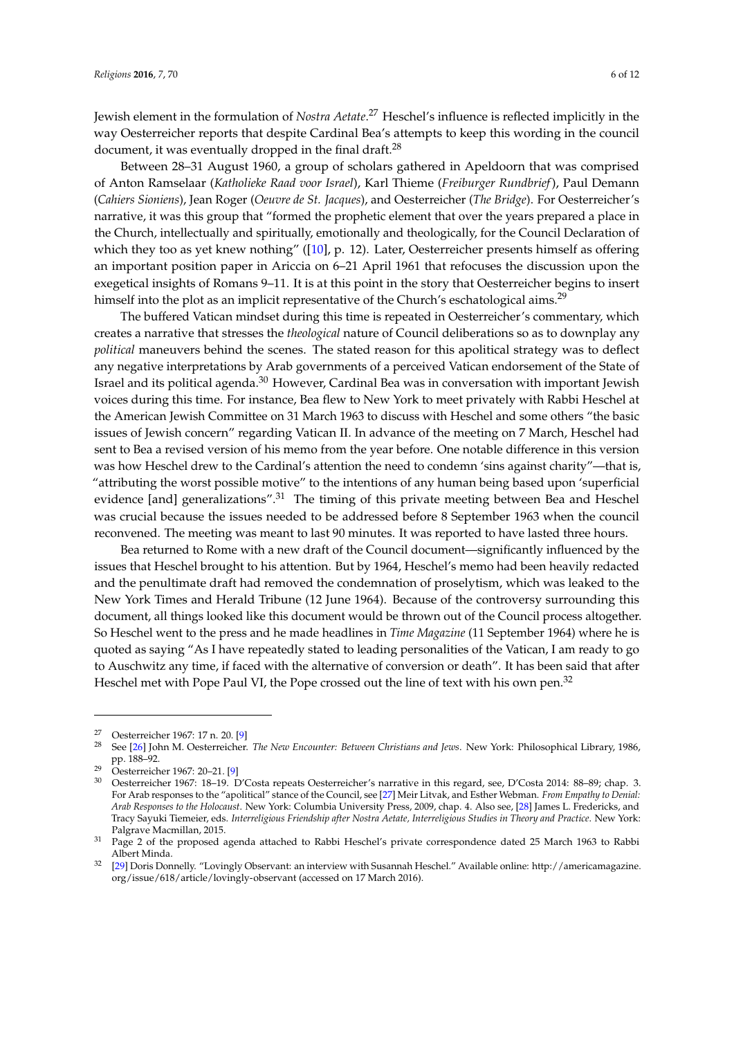Jewish element in the formulation of *Nostra Aetate*.[27] Heschel's influence is reflected implicitly in the way Oesterreicher reports that despite Cardinal Bea's attempts to keep this wording in the council document, it was eventually dropped in the final draft.[28]

Between 28–31 August 1960, a group of scholars gathered in Apeldoorn that was comprised of Anton Ramselaar (*Katholieke Raad voor Israel*), Karl Thieme (*Freiburger Rundbrief*), Paul Demann (*Cahiers Sioniens*), Jean Roger (*Oeuvre de St. Jacques*), and Oesterreicher (*The Bridge*). For Oesterreicher's narrative, it was this group that "formed the prophetic element that over the years prepared a place in the Church, intellectually and spiritually, emotionally and theologically, for the Council Declaration of which they too as yet knew nothing" ([10], p. 12). Later, Oesterreicher presents himself as offering an important position paper in Ariccia on 6–21 April 1961 that refocuses the discussion upon the exegetical insights of Romans 9–11. It is at this point in the story that Oesterreicher begins to insert himself into the plot as an implicit representative of the Church's eschatological aims.[29]

The buffered Vatican mindset during this time is repeated in Oesterreicher's commentary, which creates a narrative that stresses the *theological* nature of Council deliberations so as to downplay any *political* maneuvers behind the scenes. The stated reason for this apolitical strategy was to deflect any negative interpretations by Arab governments of a perceived Vatican endorsement of the State of Israel and its political agenda.[30] However, Cardinal Bea was in conversation with important Jewish voices during this time. For instance, Bea flew to New York to meet privately with Rabbi Heschel at the American Jewish Committee on 31 March 1963 to discuss with Heschel and some others "the basic issues of Jewish concern" regarding Vatican II. In advance of the meeting on 7 March, Heschel had sent to Bea a revised version of his memo from the year before. One notable difference in this version was how Heschel drew to the Cardinal's attention the need to condemn 'sins against charity"—that is, "attributing the worst possible motive" to the intentions of any human being based upon 'superficial evidence [and] generalizations".[31] The timing of this private meeting between Bea and Heschel was crucial because the issues needed to be addressed before 8 September 1963 when the council reconvened. The meeting was meant to last 90 minutes. It was reported to have lasted three hours.

Bea returned to Rome with a new draft of the Council document—significantly influenced by the issues that Heschel brought to his attention. But by 1964, Heschel's memo had been heavily redacted and the penultimate draft had removed the condemnation of proselytism, which was leaked to the New York Times and Herald Tribune (12 June 1964). Because of the controversy surrounding this document, all things looked like this document would be thrown out of the Council process altogether. So Heschel went to the press and he made headlines in *Time Magazine* (11 September 1964) where he is quoted as saying "As I have repeatedly stated to leading personalities of the Vatican, I am ready to go to Auschwitz any time, if faced with the alternative of conversion or death". It has been said that after Heschel met with Pope Paul VI, the Pope crossed out the line of text with his own pen.[32]

---

27 Oesterreicher 1967: 17 n. 20. [9]

28 See [26] John M. Oesterreicher. *The New Encounter: Between Christians and Jews*. New York: Philosophical Library, 1986, pp. 188–92.

29 Oesterreicher 1967: 20–21. [9]

30 Oesterreicher 1967: 18–19. D'Costa repeats Oesterreicher's narrative in this regard, see, D'Costa 2014: 88–89; chap. 3. For Arab responses to the "apolitical" stance of the Council, see [27] Meir Litvak, and Esther Webman. *From Empathy to Denial: Arab Responses to the Holocaust*. New York: Columbia University Press, 2009, chap. 4. Also see, [28] James L. Fredericks, and Tracy Sayuki Tiemeier, eds. *Interreligious Friendship after Nostra Aetate, Interreligious Studies in Theory and Practice*. New York: Palgrave Macmillan, 2015.

31 Page 2 of the proposed agenda attached to Rabbi Heschel's private correspondence dated 25 March 1963 to Rabbi Albert Minda.

32 [29] Doris Donnelly. "Lovingly Observant: an interview with Susannah Heschel." Available online: http://americamagazine.org/issue/618/article/lovingly-observant (accessed on 17 March 2016).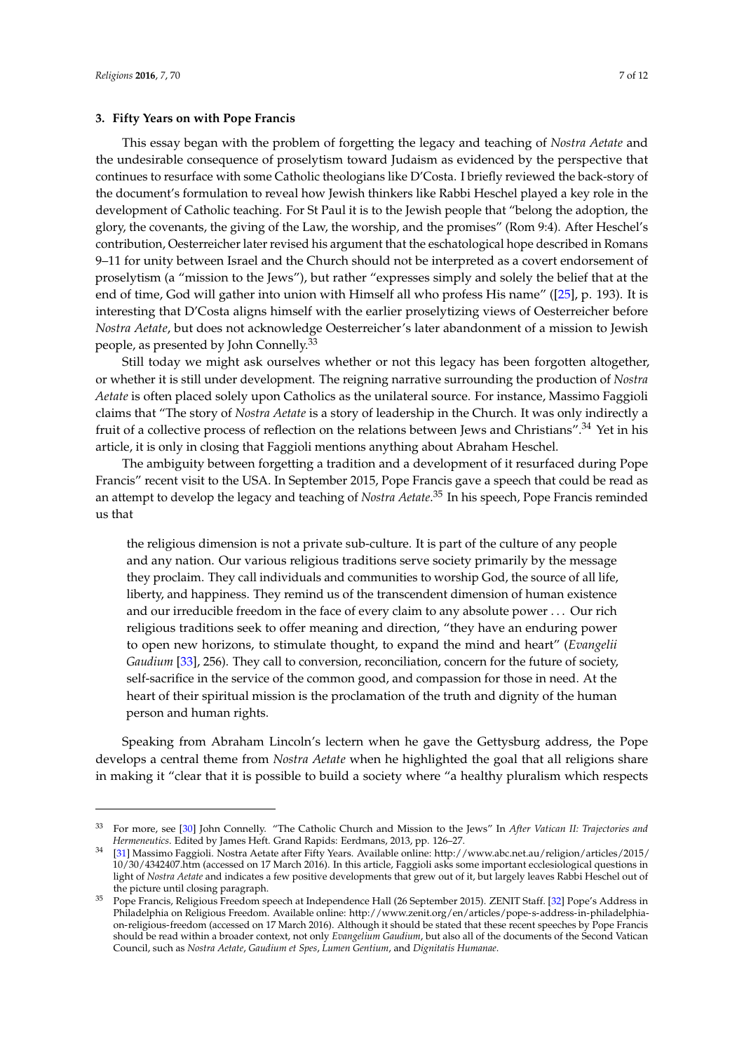## 3. Fifty Years on with Pope Francis

This essay began with the problem of forgetting the legacy and teaching of *Nostra Aetate* and the undesirable consequence of proselytism toward Judaism as evidenced by the perspective that continues to resurface with some Catholic theologians like D'Costa. I briefly reviewed the back-story of the document's formulation to reveal how Jewish thinkers like Rabbi Heschel played a key role in the development of Catholic teaching. For St Paul it is to the Jewish people that "belong the adoption, the glory, the covenants, the giving of the Law, the worship, and the promises" (Rom 9:4). After Heschel's contribution, Oesterreicher later revised his argument that the eschatological hope described in Romans 9–11 for unity between Israel and the Church should not be interpreted as a covert endorsement of proselytism (a "mission to the Jews"), but rather "expresses simply and solely the belief that at the end of time, God will gather into union with Himself all who profess His name" ([25], p. 193). It is interesting that D'Costa aligns himself with the earlier proselytizing views of Oesterreicher before *Nostra Aetate*, but does not acknowledge Oesterreicher's later abandonment of a mission to Jewish people, as presented by John Connelly.[33]

Still today we might ask ourselves whether or not this legacy has been forgotten altogether, or whether it is still under development. The reigning narrative surrounding the production of *Nostra Aetate* is often placed solely upon Catholics as the unilateral source. For instance, Massimo Faggioli claims that "The story of *Nostra Aetate* is a story of leadership in the Church. It was only indirectly a fruit of a collective process of reflection on the relations between Jews and Christians".[34] Yet in his article, it is only in closing that Faggioli mentions anything about Abraham Heschel.

The ambiguity between forgetting a tradition and a development of it resurfaced during Pope Francis" recent visit to the USA. In September 2015, Pope Francis gave a speech that could be read as an attempt to develop the legacy and teaching of *Nostra Aetate*.[35] In his speech, Pope Francis reminded us that

> the religious dimension is not a private sub-culture. It is part of the culture of any people and any nation. Our various religious traditions serve society primarily by the message they proclaim. They call individuals and communities to worship God, the source of all life, liberty, and happiness. They remind us of the transcendent dimension of human existence and our irreducible freedom in the face of every claim to any absolute power . . . Our rich religious traditions seek to offer meaning and direction, "they have an enduring power to open new horizons, to stimulate thought, to expand the mind and heart" (*Evangelii Gaudium* [33], 256). They call to conversion, reconciliation, concern for the future of society, self-sacrifice in the service of the common good, and compassion for those in need. At the heart of their spiritual mission is the proclamation of the truth and dignity of the human person and human rights.

Speaking from Abraham Lincoln's lectern when he gave the Gettysburg address, the Pope develops a central theme from *Nostra Aetate* when he highlighted the goal that all religions share in making it "clear that it is possible to build a society where "a healthy pluralism which respects

---

[33] For more, see [30] John Connelly. "The Catholic Church and Mission to the Jews" In *After Vatican II: Trajectories and Hermeneutics*. Edited by James Heft. Grand Rapids: Eerdmans, 2013, pp. 126–27.

[34] [31] Massimo Faggioli. Nostra Aetate after Fifty Years. Available online: http://www.abc.net.au/religion/articles/2015/10/30/4342407.htm (accessed on 17 March 2016). In this article, Faggioli asks some important ecclesiological questions in light of *Nostra Aetate* and indicates a few positive developments that grew out of it, but largely leaves Rabbi Heschel out of the picture until closing paragraph.

[35] Pope Francis, Religious Freedom speech at Independence Hall (26 September 2015). ZENIT Staff. [32] Pope's Address in Philadelphia on Religious Freedom. Available online: http://www.zenit.org/en/articles/pope-s-address-in-philadelphia-on-religious-freedom (accessed on 17 March 2016). Although it should be stated that these recent speeches by Pope Francis should be read within a broader context, not only *Evangelium Gaudium*, but also all of the documents of the Second Vatican Council, such as *Nostra Aetate*, *Gaudium et Spes*, *Lumen Gentium*, and *Dignitatis Humanae*.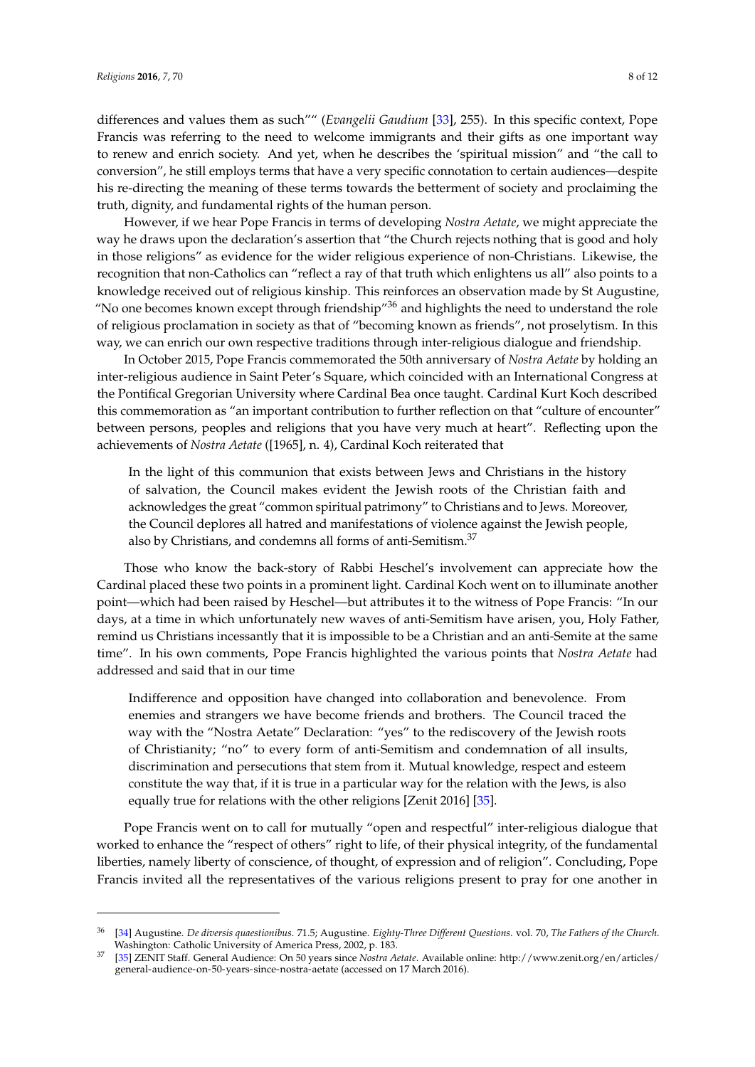differences and values them as such"" (*Evangelii Gaudium* [33], 255). In this specific context, Pope Francis was referring to the need to welcome immigrants and their gifts as one important way to renew and enrich society. And yet, when he describes the 'spiritual mission" and "the call to conversion", he still employs terms that have a very specific connotation to certain audiences—despite his re-directing the meaning of these terms towards the betterment of society and proclaiming the truth, dignity, and fundamental rights of the human person.

However, if we hear Pope Francis in terms of developing *Nostra Aetate*, we might appreciate the way he draws upon the declaration's assertion that "the Church rejects nothing that is good and holy in those religions" as evidence for the wider religious experience of non-Christians. Likewise, the recognition that non-Catholics can "reflect a ray of that truth which enlightens us all" also points to a knowledge received out of religious kinship. This reinforces an observation made by St Augustine, "No one becomes known except through friendship"[36] and highlights the need to understand the role of religious proclamation in society as that of "becoming known as friends", not proselytism. In this way, we can enrich our own respective traditions through inter-religious dialogue and friendship.

In October 2015, Pope Francis commemorated the 50th anniversary of *Nostra Aetate* by holding an inter-religious audience in Saint Peter's Square, which coincided with an International Congress at the Pontifical Gregorian University where Cardinal Bea once taught. Cardinal Kurt Koch described this commemoration as "an important contribution to further reflection on that "culture of encounter" between persons, peoples and religions that you have very much at heart". Reflecting upon the achievements of *Nostra Aetate* ([1965], n. 4), Cardinal Koch reiterated that

> In the light of this communion that exists between Jews and Christians in the history of salvation, the Council makes evident the Jewish roots of the Christian faith and acknowledges the great "common spiritual patrimony" to Christians and to Jews. Moreover, the Council deplores all hatred and manifestations of violence against the Jewish people, also by Christians, and condemns all forms of anti-Semitism.[37]

Those who know the back-story of Rabbi Heschel's involvement can appreciate how the Cardinal placed these two points in a prominent light. Cardinal Koch went on to illuminate another point—which had been raised by Heschel—but attributes it to the witness of Pope Francis: "In our days, at a time in which unfortunately new waves of anti-Semitism have arisen, you, Holy Father, remind us Christians incessantly that it is impossible to be a Christian and an anti-Semite at the same time". In his own comments, Pope Francis highlighted the various points that *Nostra Aetate* had addressed and said that in our time

> Indifference and opposition have changed into collaboration and benevolence. From enemies and strangers we have become friends and brothers. The Council traced the way with the "Nostra Aetate" Declaration: "yes" to the rediscovery of the Jewish roots of Christianity; "no" to every form of anti-Semitism and condemnation of all insults, discrimination and persecutions that stem from it. Mutual knowledge, respect and esteem constitute the way that, if it is true in a particular way for the relation with the Jews, is also equally true for relations with the other religions [Zenit 2016] [35].

Pope Francis went on to call for mutually "open and respectful" inter-religious dialogue that worked to enhance the "respect of others" right to life, of their physical integrity, of the fundamental liberties, namely liberty of conscience, of thought, of expression and of religion". Concluding, Pope Francis invited all the representatives of the various religions present to pray for one another in

---

[36] [34] Augustine. *De diversis quaestionibus*. 71.5; Augustine. *Eighty-Three Different Questions*. vol. 70, *The Fathers of the Church*. Washington: Catholic University of America Press, 2002, p. 183.

[37] [35] ZENIT Staff. General Audience: On 50 years since *Nostra Aetate*. Available online: http://www.zenit.org/en/articles/general-audience-on-50-years-since-nostra-aetate (accessed on 17 March 2016).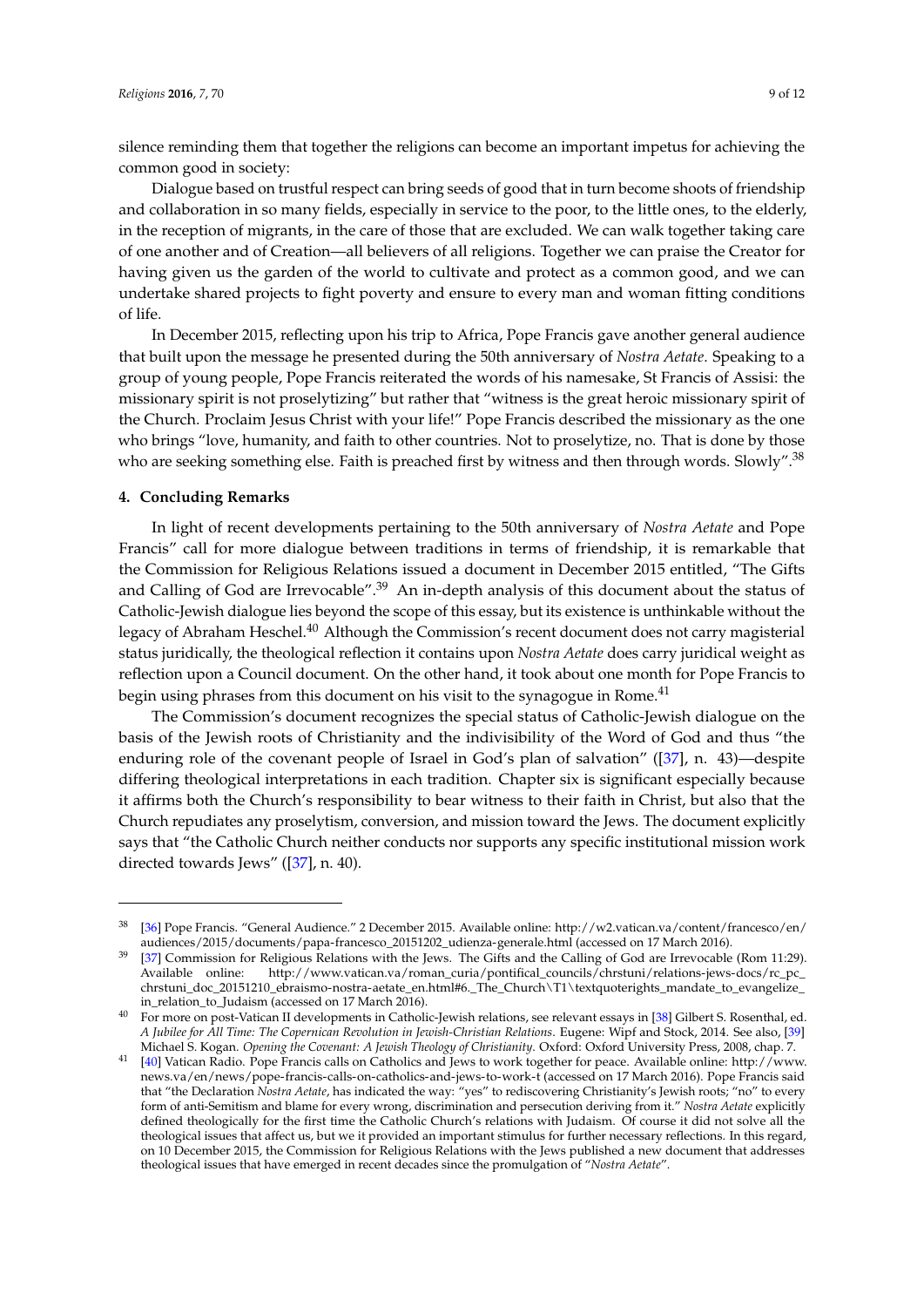silence reminding them that together the religions can become an important impetus for achieving the common good in society:

Dialogue based on trustful respect can bring seeds of good that in turn become shoots of friendship and collaboration in so many fields, especially in service to the poor, to the little ones, to the elderly, in the reception of migrants, in the care of those that are excluded. We can walk together taking care of one another and of Creation—all believers of all religions. Together we can praise the Creator for having given us the garden of the world to cultivate and protect as a common good, and we can undertake shared projects to fight poverty and ensure to every man and woman fitting conditions of life.

In December 2015, reflecting upon his trip to Africa, Pope Francis gave another general audience that built upon the message he presented during the 50th anniversary of *Nostra Aetate*. Speaking to a group of young people, Pope Francis reiterated the words of his namesake, St Francis of Assisi: the missionary spirit is not proselytizing" but rather that "witness is the great heroic missionary spirit of the Church. Proclaim Jesus Christ with your life!" Pope Francis described the missionary as the one who brings "love, humanity, and faith to other countries. Not to proselytize, no. That is done by those who are seeking something else. Faith is preached first by witness and then through words. Slowly".[38]

#### 4. Concluding Remarks

In light of recent developments pertaining to the 50th anniversary of *Nostra Aetate* and Pope Francis" call for more dialogue between traditions in terms of friendship, it is remarkable that the Commission for Religious Relations issued a document in December 2015 entitled, "The Gifts and Calling of God are Irrevocable".[39] An in-depth analysis of this document about the status of Catholic-Jewish dialogue lies beyond the scope of this essay, but its existence is unthinkable without the legacy of Abraham Heschel.[40] Although the Commission's recent document does not carry magisterial status juridically, the theological reflection it contains upon *Nostra Aetate* does carry juridical weight as reflection upon a Council document. On the other hand, it took about one month for Pope Francis to begin using phrases from this document on his visit to the synagogue in Rome.[41]

The Commission's document recognizes the special status of Catholic-Jewish dialogue on the basis of the Jewish roots of Christianity and the indivisibility of the Word of God and thus "the enduring role of the covenant people of Israel in God's plan of salvation" ([37], n. 43)—despite differing theological interpretations in each tradition. Chapter six is significant especially because it affirms both the Church's responsibility to bear witness to their faith in Christ, but also that the Church repudiates any proselytism, conversion, and mission toward the Jews. The document explicitly says that "the Catholic Church neither conducts nor supports any specific institutional mission work directed towards Jews" ([37], n. 40).

---

[38] [36] Pope Francis. "General Audience." 2 December 2015. Available online: http://w2.vatican.va/content/francesco/en/audiences/2015/documents/papa-francesco_20151202_udienza-generale.html (accessed on 17 March 2016).

[39] [37] Commission for Religious Relations with the Jews. The Gifts and the Calling of God are Irrevocable (Rom 11:29). Available online: http://www.vatican.va/roman_curia/pontifical_councils/chrstuni/relations-jews-docs/rc_pc_chrstuni_doc_20151210_ebraismo-nostra-aetate_en.html#6._The_Church\T1\textquoterights_mandate_to_evangelize_in_relation_to_Judaism (accessed on 17 March 2016).

[40] For more on post-Vatican II developments in Catholic-Jewish relations, see relevant essays in [38] Gilbert S. Rosenthal, ed. *A Jubilee for All Time: The Copernican Revolution in Jewish-Christian Relations*. Eugene: Wipf and Stock, 2014. See also, [39] Michael S. Kogan. *Opening the Covenant: A Jewish Theology of Christianity*. Oxford: Oxford University Press, 2008, chap. 7.

[41] [40] Vatican Radio. Pope Francis calls on Catholics and Jews to work together for peace. Available online: http://www.news.va/en/news/pope-francis-calls-on-catholics-and-jews-to-work-t (accessed on 17 March 2016). Pope Francis said that "the Declaration *Nostra Aetate*, has indicated the way: "yes" to rediscovering Christianity's Jewish roots; "no" to every form of anti-Semitism and blame for every wrong, discrimination and persecution deriving from it." *Nostra Aetate* explicitly defined theologically for the first time the Catholic Church's relations with Judaism. Of course it did not solve all the theological issues that affect us, but we it provided an important stimulus for further necessary reflections. In this regard, on 10 December 2015, the Commission for Religious Relations with the Jews published a new document that addresses theological issues that have emerged in recent decades since the promulgation of "*Nostra Aetate*".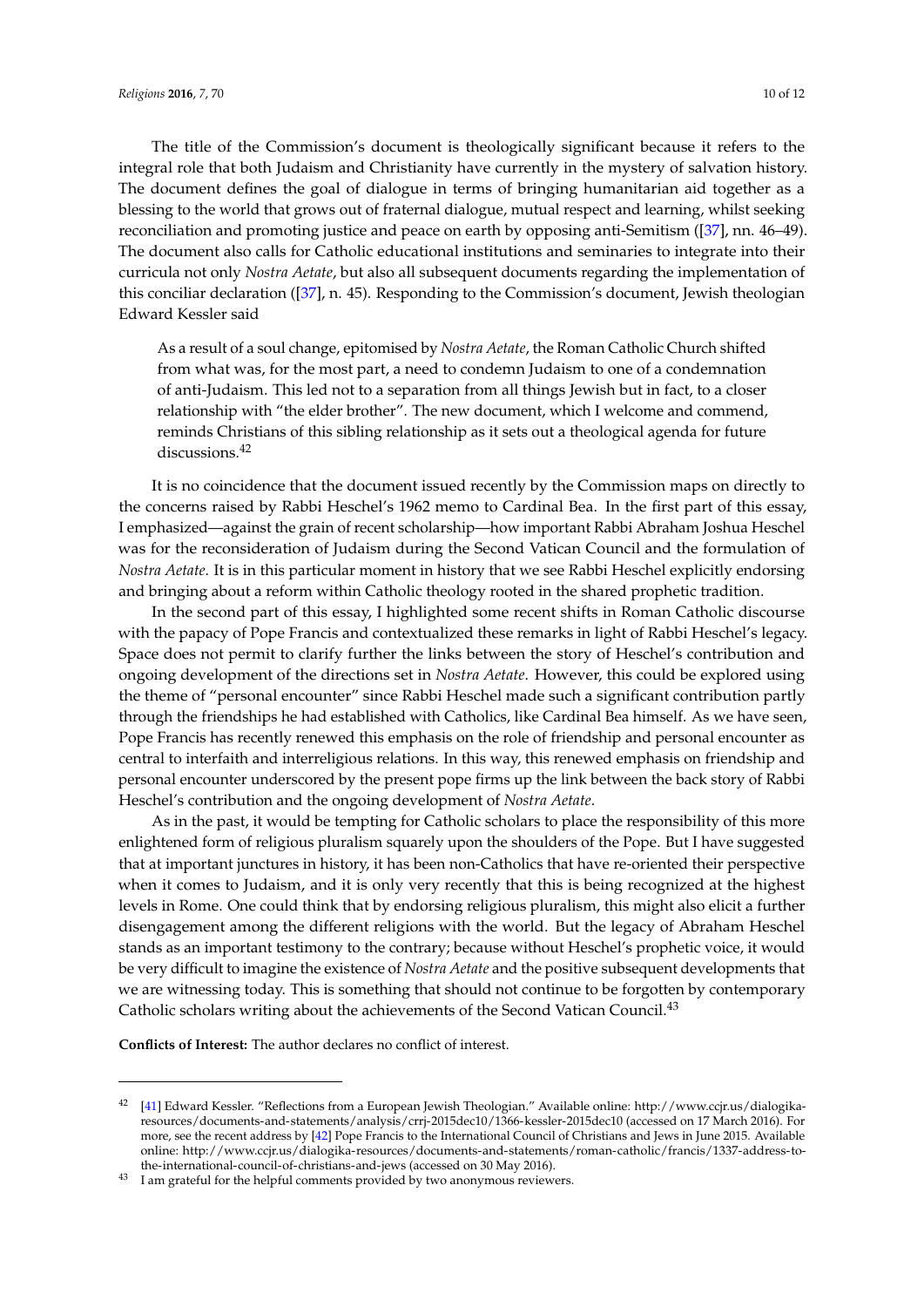The title of the Commission's document is theologically significant because it refers to the integral role that both Judaism and Christianity have currently in the mystery of salvation history. The document defines the goal of dialogue in terms of bringing humanitarian aid together as a blessing to the world that grows out of fraternal dialogue, mutual respect and learning, whilst seeking reconciliation and promoting justice and peace on earth by opposing anti-Semitism ([37], nn. 46–49). The document also calls for Catholic educational institutions and seminaries to integrate into their curricula not only *Nostra Aetate*, but also all subsequent documents regarding the implementation of this conciliar declaration ([37], n. 45). Responding to the Commission's document, Jewish theologian Edward Kessler said

> As a result of a soul change, epitomised by *Nostra Aetate*, the Roman Catholic Church shifted from what was, for the most part, a need to condemn Judaism to one of a condemnation of anti-Judaism. This led not to a separation from all things Jewish but in fact, to a closer relationship with "the elder brother". The new document, which I welcome and commend, reminds Christians of this sibling relationship as it sets out a theological agenda for future discussions.[42]

It is no coincidence that the document issued recently by the Commission maps on directly to the concerns raised by Rabbi Heschel's 1962 memo to Cardinal Bea. In the first part of this essay, I emphasized—against the grain of recent scholarship—how important Rabbi Abraham Joshua Heschel was for the reconsideration of Judaism during the Second Vatican Council and the formulation of *Nostra Aetate*. It is in this particular moment in history that we see Rabbi Heschel explicitly endorsing and bringing about a reform within Catholic theology rooted in the shared prophetic tradition.

In the second part of this essay, I highlighted some recent shifts in Roman Catholic discourse with the papacy of Pope Francis and contextualized these remarks in light of Rabbi Heschel's legacy. Space does not permit to clarify further the links between the story of Heschel's contribution and ongoing development of the directions set in *Nostra Aetate*. However, this could be explored using the theme of "personal encounter" since Rabbi Heschel made such a significant contribution partly through the friendships he had established with Catholics, like Cardinal Bea himself. As we have seen, Pope Francis has recently renewed this emphasis on the role of friendship and personal encounter as central to interfaith and interreligious relations. In this way, this renewed emphasis on friendship and personal encounter underscored by the present pope firms up the link between the back story of Rabbi Heschel's contribution and the ongoing development of *Nostra Aetate*.

As in the past, it would be tempting for Catholic scholars to place the responsibility of this more enlightened form of religious pluralism squarely upon the shoulders of the Pope. But I have suggested that at important junctures in history, it has been non-Catholics that have re-oriented their perspective when it comes to Judaism, and it is only very recently that this is being recognized at the highest levels in Rome. One could think that by endorsing religious pluralism, this might also elicit a further disengagement among the different religions with the world. But the legacy of Abraham Heschel stands as an important testimony to the contrary; because without Heschel's prophetic voice, it would be very difficult to imagine the existence of *Nostra Aetate* and the positive subsequent developments that we are witnessing today. This is something that should not continue to be forgotten by contemporary Catholic scholars writing about the achievements of the Second Vatican Council.[43]

**Conflicts of Interest:** The author declares no conflict of interest.

---

[42] [41] Edward Kessler. "Reflections from a European Jewish Theologian." Available online: http://www.ccjr.us/dialogika-resources/documents-and-statements/analysis/crrj-2015dec10/1366-kessler-2015dec10 (accessed on 17 March 2016). For more, see the recent address by [42] Pope Francis to the International Council of Christians and Jews in June 2015. Available online: http://www.ccjr.us/dialogika-resources/documents-and-statements/roman-catholic/francis/1337-address-to-the-international-council-of-christians-and-jews (accessed on 30 May 2016).

[43] I am grateful for the helpful comments provided by two anonymous reviewers.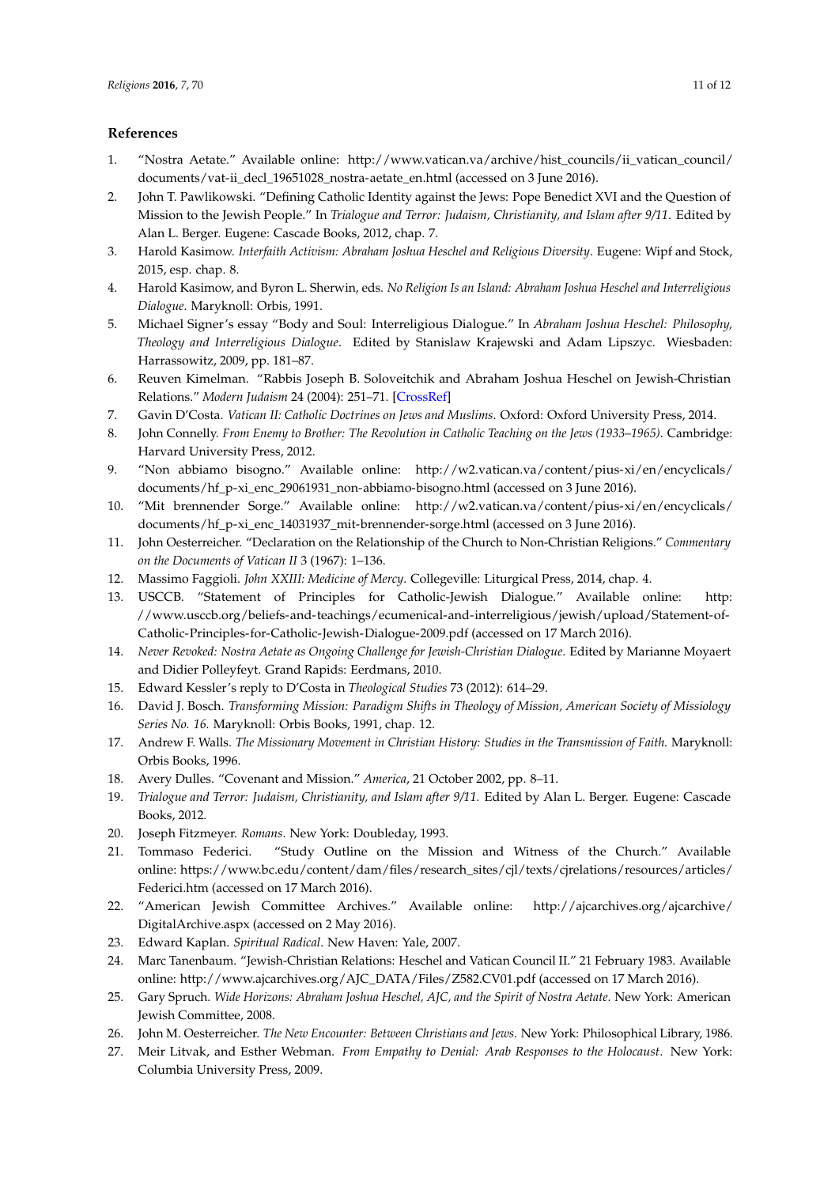## References

1. "Nostra Aetate." Available online: http://www.vatican.va/archive/hist_councils/ii_vatican_council/documents/vat-ii_decl_19651028_nostra-aetate_en.html (accessed on 3 June 2016).
2. John T. Pawlikowski. "Defining Catholic Identity against the Jews: Pope Benedict XVI and the Question of Mission to the Jewish People." In *Trialogue and Terror: Judaism, Christianity, and Islam after 9/11*. Edited by Alan L. Berger. Eugene: Cascade Books, 2012, chap. 7.
3. Harold Kasimow. *Interfaith Activism: Abraham Joshua Heschel and Religious Diversity*. Eugene: Wipf and Stock, 2015, esp. chap. 8.
4. Harold Kasimow, and Byron L. Sherwin, eds. *No Religion Is an Island: Abraham Joshua Heschel and Interreligious Dialogue*. Maryknoll: Orbis, 1991.
5. Michael Signer's essay "Body and Soul: Interreligious Dialogue." In *Abraham Joshua Heschel: Philosophy, Theology and Interreligious Dialogue*. Edited by Stanislaw Krajewski and Adam Lipszyc. Wiesbaden: Harrassowitz, 2009, pp. 181–87.
6. Reuven Kimelman. "Rabbis Joseph B. Soloveitchik and Abraham Joshua Heschel on Jewish-Christian Relations." *Modern Judaism* 24 (2004): 251–71. [CrossRef]
7. Gavin D'Costa. *Vatican II: Catholic Doctrines on Jews and Muslims*. Oxford: Oxford University Press, 2014.
8. John Connelly. *From Enemy to Brother: The Revolution in Catholic Teaching on the Jews (1933–1965)*. Cambridge: Harvard University Press, 2012.
9. "Non abbiamo bisogno." Available online: http://w2.vatican.va/content/pius-xi/en/encyclicals/documents/hf_p-xi_enc_29061931_non-abbiamo-bisogno.html (accessed on 3 June 2016).
10. "Mit brennender Sorge." Available online: http://w2.vatican.va/content/pius-xi/en/encyclicals/documents/hf_p-xi_enc_14031937_mit-brennender-sorge.html (accessed on 3 June 2016).
11. John Oesterreicher. "Declaration on the Relationship of the Church to Non-Christian Religions." *Commentary on the Documents of Vatican II* 3 (1967): 1–136.
12. Massimo Faggioli. *John XXIII: Medicine of Mercy*. Collegeville: Liturgical Press, 2014, chap. 4.
13. USCCB. "Statement of Principles for Catholic-Jewish Dialogue." Available online: http://www.usccb.org/beliefs-and-teachings/ecumenical-and-interreligious/jewish/upload/Statement-of-Catholic-Principles-for-Catholic-Jewish-Dialogue-2009.pdf (accessed on 17 March 2016).
14. *Never Revoked: Nostra Aetate as Ongoing Challenge for Jewish-Christian Dialogue*. Edited by Marianne Moyaert and Didier Polleyfeyt. Grand Rapids: Eerdmans, 2010.
15. Edward Kessler's reply to D'Costa in *Theological Studies* 73 (2012): 614–29.
16. David J. Bosch. *Transforming Mission: Paradigm Shifts in Theology of Mission, American Society of Missiology Series No. 16*. Maryknoll: Orbis Books, 1991, chap. 12.
17. Andrew F. Walls. *The Missionary Movement in Christian History: Studies in the Transmission of Faith*. Maryknoll: Orbis Books, 1996.
18. Avery Dulles. "Covenant and Mission." *America*, 21 October 2002, pp. 8–11.
19. *Trialogue and Terror: Judaism, Christianity, and Islam after 9/11*. Edited by Alan L. Berger. Eugene: Cascade Books, 2012.
20. Joseph Fitzmeyer. *Romans*. New York: Doubleday, 1993.
21. Tommaso Federici. "Study Outline on the Mission and Witness of the Church." Available online: https://www.bc.edu/content/dam/files/research_sites/cjl/texts/cjrelations/resources/articles/Federici.htm (accessed on 17 March 2016).
22. "American Jewish Committee Archives." Available online: http://ajcarchives.org/ajcarchive/DigitalArchive.aspx (accessed on 2 May 2016).
23. Edward Kaplan. *Spiritual Radical*. New Haven: Yale, 2007.
24. Marc Tanenbaum. "Jewish-Christian Relations: Heschel and Vatican Council II." 21 February 1983. Available online: http://www.ajcarchives.org/AJC_DATA/Files/Z582.CV01.pdf (accessed on 17 March 2016).
25. Gary Spruch. *Wide Horizons: Abraham Joshua Heschel, AJC, and the Spirit of Nostra Aetate*. New York: American Jewish Committee, 2008.
26. John M. Oesterreicher. *The New Encounter: Between Christians and Jews*. New York: Philosophical Library, 1986.
27. Meir Litvak, and Esther Webman. *From Empathy to Denial: Arab Responses to the Holocaust*. New York: Columbia University Press, 2009.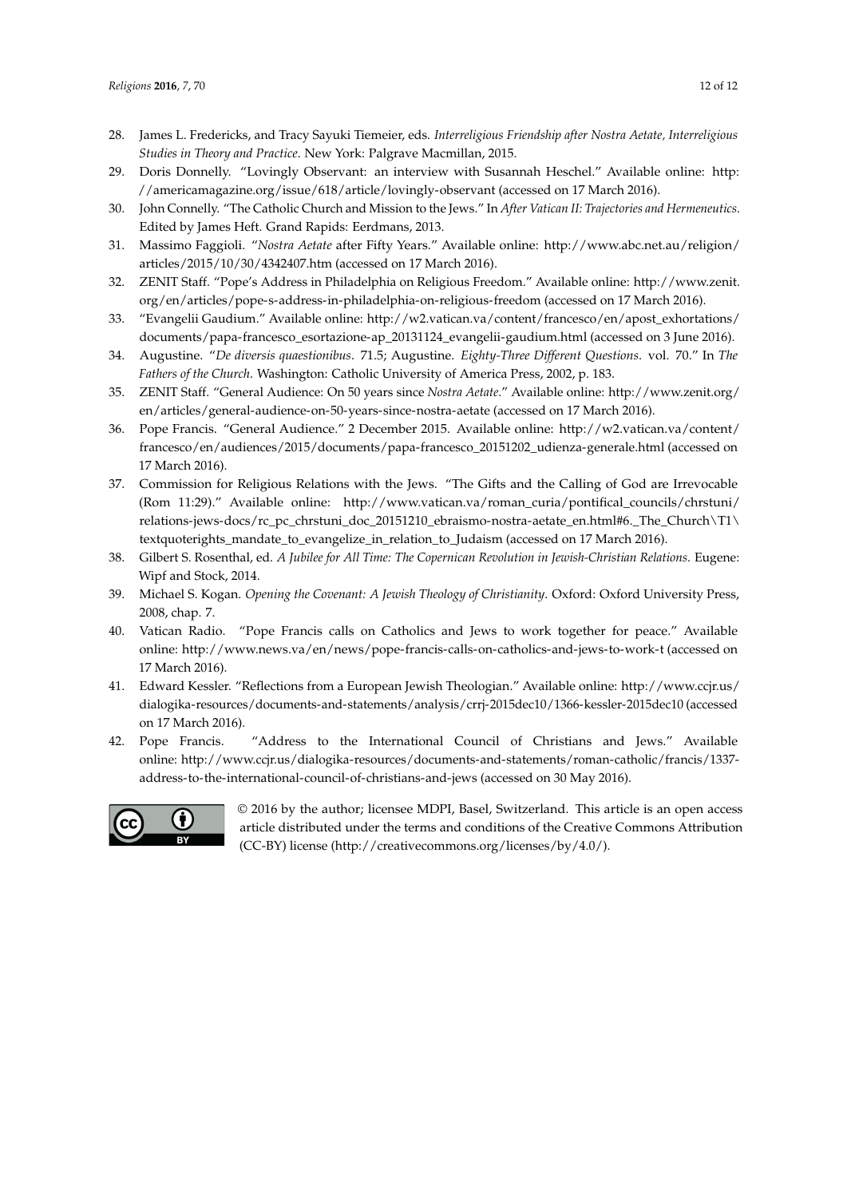28. James L. Fredericks, and Tracy Sayuki Tiemeier, eds. *Interreligious Friendship after Nostra Aetate, Interreligious Studies in Theory and Practice*. New York: Palgrave Macmillan, 2015.
29. Doris Donnelly. "Lovingly Observant: an interview with Susannah Heschel." Available online: http://americamagazine.org/issue/618/article/lovingly-observant (accessed on 17 March 2016).
30. John Connelly. "The Catholic Church and Mission to the Jews." In *After Vatican II: Trajectories and Hermeneutics*. Edited by James Heft. Grand Rapids: Eerdmans, 2013.
31. Massimo Faggioli. "*Nostra Aetate* after Fifty Years." Available online: http://www.abc.net.au/religion/articles/2015/10/30/4342407.htm (accessed on 17 March 2016).
32. ZENIT Staff. "Pope's Address in Philadelphia on Religious Freedom." Available online: http://www.zenit.org/en/articles/pope-s-address-in-philadelphia-on-religious-freedom (accessed on 17 March 2016).
33. "Evangelii Gaudium." Available online: http://w2.vatican.va/content/francesco/en/apost_exhortations/documents/papa-francesco_esortazione-ap_20131124_evangelii-gaudium.html (accessed on 3 June 2016).
34. Augustine. "*De diversis quaestionibus*. 71.5; Augustine. *Eighty-Three Different Questions*. vol. 70." In *The Fathers of the Church*. Washington: Catholic University of America Press, 2002, p. 183.
35. ZENIT Staff. "General Audience: On 50 years since *Nostra Aetate*." Available online: http://www.zenit.org/en/articles/general-audience-on-50-years-since-nostra-aetate (accessed on 17 March 2016).
36. Pope Francis. "General Audience." 2 December 2015. Available online: http://w2.vatican.va/content/francesco/en/audiences/2015/documents/papa-francesco_20151202_udienza-generale.html (accessed on 17 March 2016).
37. Commission for Religious Relations with the Jews. "The Gifts and the Calling of God are Irrevocable (Rom 11:29)." Available online: http://www.vatican.va/roman_curia/pontifical_councils/chrstuni/relations-jews-docs/rc_pc_chrstuni_doc_20151210_ebraismo-nostra-aetate_en.html#6._The_Church\T1\textquoterights_mandate_to_evangelize_in_relation_to_Judaism (accessed on 17 March 2016).
38. Gilbert S. Rosenthal, ed. *A Jubilee for All Time: The Copernican Revolution in Jewish-Christian Relations*. Eugene: Wipf and Stock, 2014.
39. Michael S. Kogan. *Opening the Covenant: A Jewish Theology of Christianity*. Oxford: Oxford University Press, 2008, chap. 7.
40. Vatican Radio. "Pope Francis calls on Catholics and Jews to work together for peace." Available online: http://www.news.va/en/news/pope-francis-calls-on-catholics-and-jews-to-work-t (accessed on 17 March 2016).
41. Edward Kessler. "Reflections from a European Jewish Theologian." Available online: http://www.ccjr.us/dialogika-resources/documents-and-statements/analysis/crrj-2015dec10/1366-kessler-2015dec10 (accessed on 17 March 2016).
42. Pope Francis. "Address to the International Council of Christians and Jews." Available online: http://www.ccjr.us/dialogika-resources/documents-and-statements/roman-catholic/francis/1337-address-to-the-international-council-of-christians-and-jews (accessed on 30 May 2016).

© 2016 by the author; licensee MDPI, Basel, Switzerland. This article is an open access article distributed under the terms and conditions of the Creative Commons Attribution (CC-BY) license (http://creativecommons.org/licenses/by/4.0/).